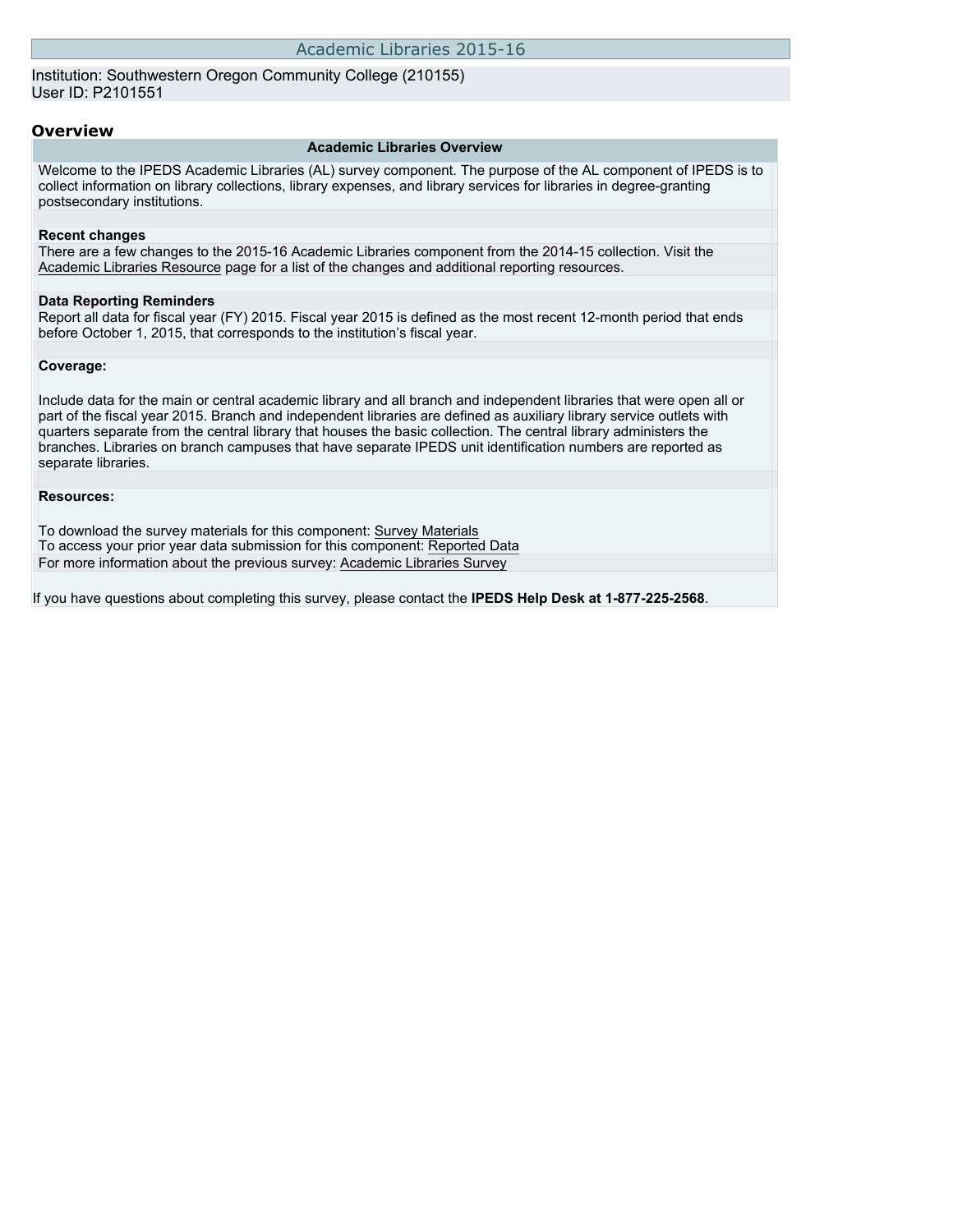# Academic Libraries 2015-16

Institution: Southwestern Oregon Community College (210155)
User ID: P2101551

## Overview

### Academic Libraries Overview

Welcome to the IPEDS Academic Libraries (AL) survey component. The purpose of the AL component of IPEDS is to collect information on library collections, library expenses, and library services for libraries in degree-granting postsecondary institutions.

**Recent changes**

There are a few changes to the 2015-16 Academic Libraries component from the 2014-15 collection. Visit the Academic Libraries Resource page for a list of the changes and additional reporting resources.

**Data Reporting Reminders**

Report all data for fiscal year (FY) 2015. Fiscal year 2015 is defined as the most recent 12-month period that ends before October 1, 2015, that corresponds to the institution's fiscal year.

**Coverage:**

Include data for the main or central academic library and all branch and independent libraries that were open all or part of the fiscal year 2015. Branch and independent libraries are defined as auxiliary library service outlets with quarters separate from the central library that houses the basic collection. The central library administers the branches. Libraries on branch campuses that have separate IPEDS unit identification numbers are reported as separate libraries.

**Resources:**

To download the survey materials for this component: Survey Materials
To access your prior year data submission for this component: Reported Data
For more information about the previous survey: Academic Libraries Survey

If you have questions about completing this survey, please contact the **IPEDS Help Desk at 1-877-225-2568**.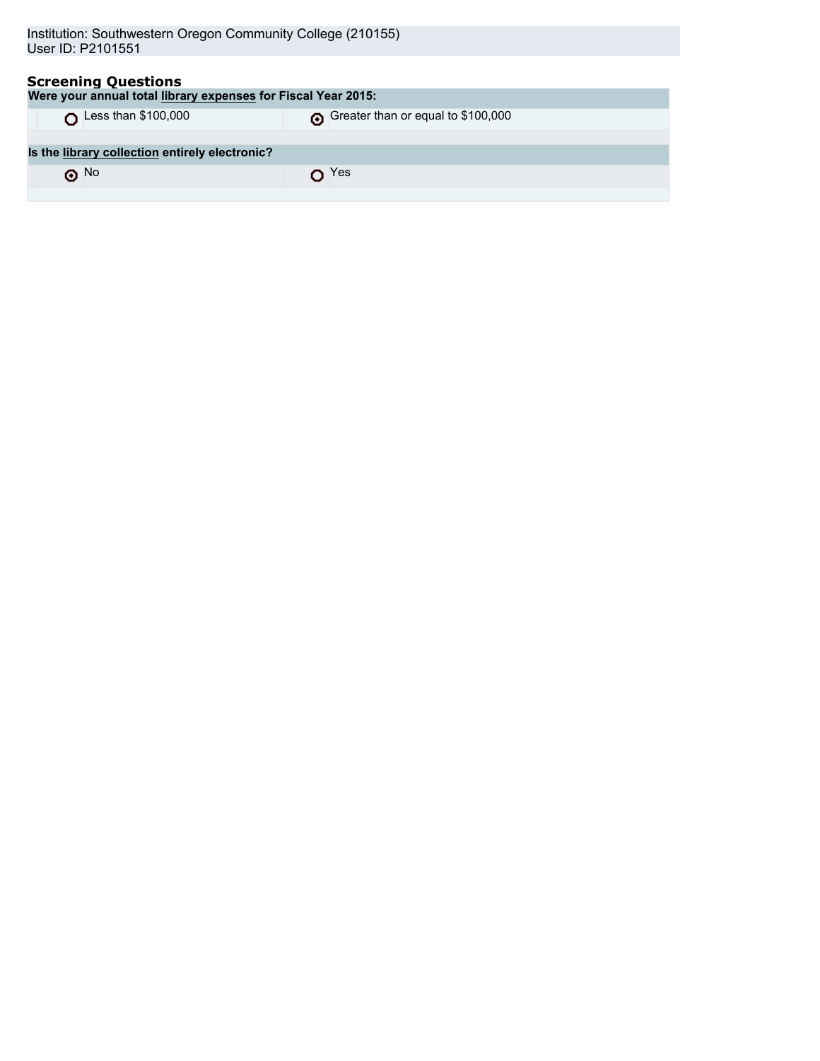Institution: Southwestern Oregon Community College (210155)
User ID: P2101551

## Screening Questions

**Were your annual total library expenses for Fiscal Year 2015:**

| | |
|---|---|
| ○ Less than $100,000 | ◉ Greater than or equal to $100,000 |

**Is the library collection entirely electronic?**

| | |
|---|---|
| ◉ No | ○ Yes |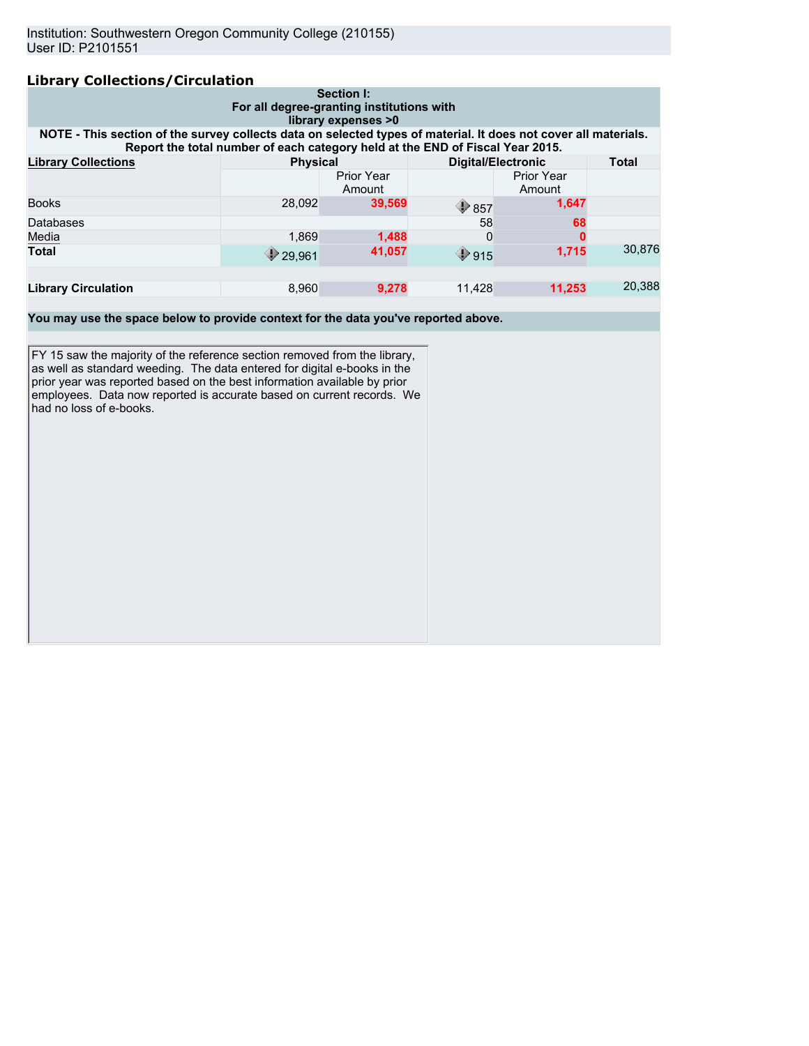Institution: Southwestern Oregon Community College (210155)
User ID: P2101551

## Library Collections/Circulation

**Section I:**
**For all degree-granting institutions with library expenses >0**

**NOTE - This section of the survey collects data on selected types of material. It does not cover all materials. Report the total number of each category held at the END of Fiscal Year 2015.**

| Library Collections | Physical | | Digital/Electronic | | Total |
|---|---|---|---|---|---|
| | | Prior Year Amount | | Prior Year Amount | |
| Books | 28,092 | **39,569** | 857 | **1,647** | |
| Databases | | | 58 | **68** | |
| Media | 1,869 | **1,488** | 0 | **0** | |
| **Total** | 29,961 | **41,057** | 915 | **1,715** | 30,876 |
| | | | | | |
| **Library Circulation** | 8,960 | **9,278** | 11,428 | **11,253** | 20,388 |

**You may use the space below to provide context for the data you've reported above.**

FY 15 saw the majority of the reference section removed from the library, as well as standard weeding. The data entered for digital e-books in the prior year was reported based on the best information available by prior employees. Data now reported is accurate based on current records. We had no loss of e-books.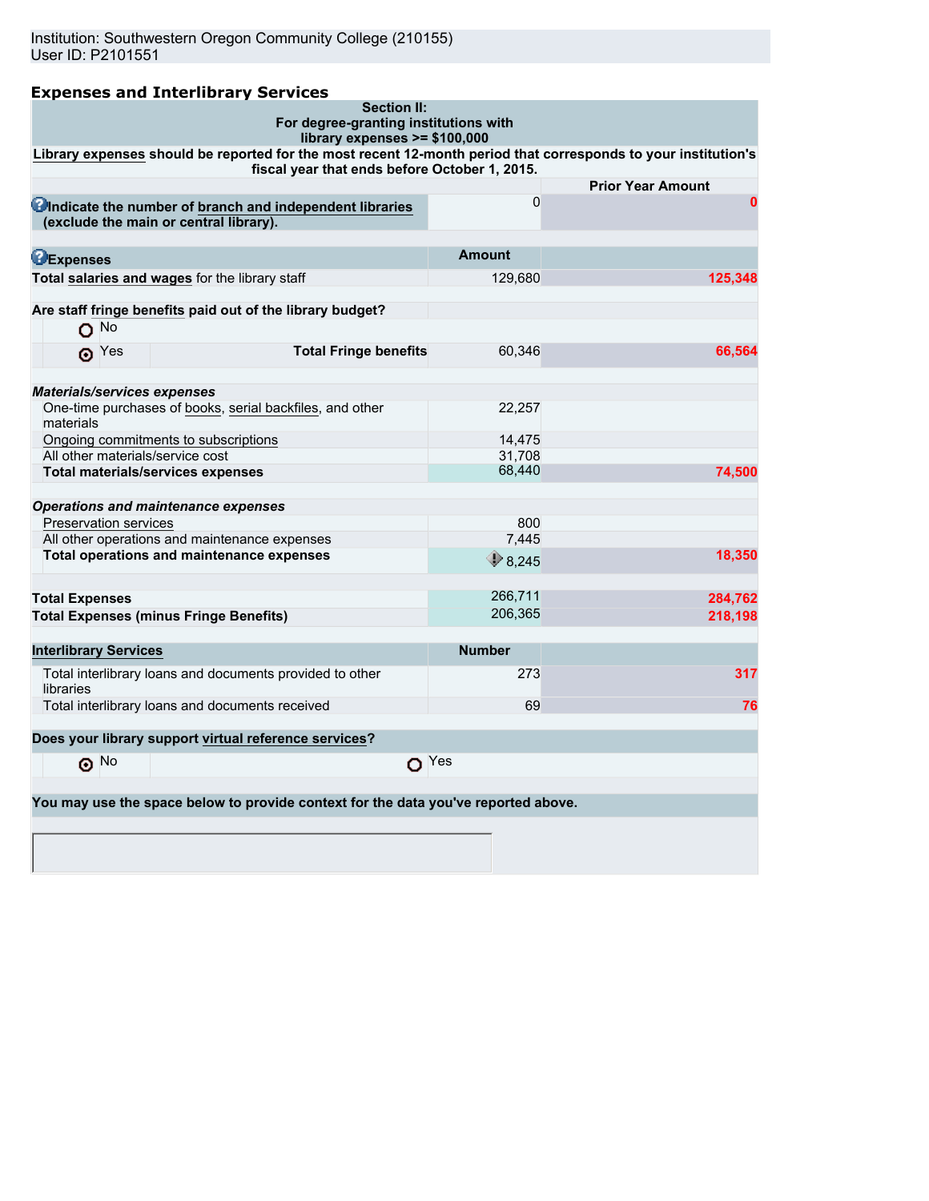Institution: Southwestern Oregon Community College (210155)
User ID: P2101551

## Expenses and Interlibrary Services

**Section II:**
**For degree-granting institutions with library expenses >= $100,000**

**Library expenses should be reported for the most recent 12-month period that corresponds to your institution's fiscal year that ends before October 1, 2015.**

| | | Prior Year Amount |
|---|---|---|
| **Indicate the number of branch and independent libraries (exclude the main or central library).** | 0 | 0 |

| **Expenses** | **Amount** | |
|---|---|---|
| **Total salaries and wages** for the library staff | 129,680 | 125,348 |
| **Are staff fringe benefits paid out of the library budget?** | | |
| ○ No | | |
| ⦿ Yes — **Total Fringe benefits** | 60,346 | 66,564 |
| ***Materials/services expenses*** | | |
| One-time purchases of books, serial backfiles, and other materials | 22,257 | |
| Ongoing commitments to subscriptions | 14,475 | |
| All other materials/service cost | 31,708 | |
| **Total materials/services expenses** | 68,440 | 74,500 |
| ***Operations and maintenance expenses*** | | |
| Preservation services | 800 | |
| All other operations and maintenance expenses | 7,445 | |
| **Total operations and maintenance expenses** | 8,245 | 18,350 |
| **Total Expenses** | 266,711 | 284,762 |
| **Total Expenses (minus Fringe Benefits)** | 206,365 | 218,198 |

| **Interlibrary Services** | **Number** | |
|---|---|---|
| Total interlibrary loans and documents provided to other libraries | 273 | 317 |
| Total interlibrary loans and documents received | 69 | 76 |

**Does your library support virtual reference services?**

⦿ No ○ Yes

**You may use the space below to provide context for the data you've reported above.**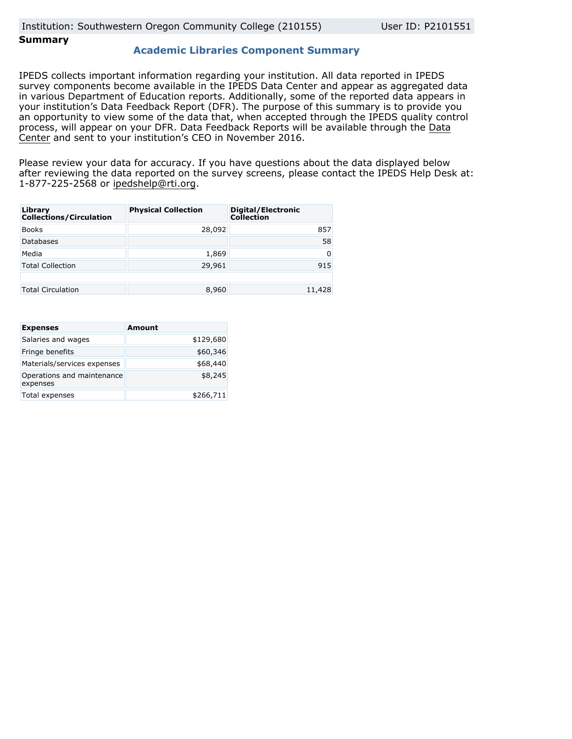Institution: Southwestern Oregon Community College (210155) User ID: P2101551

**Summary**

## Academic Libraries Component Summary

IPEDS collects important information regarding your institution. All data reported in IPEDS survey components become available in the IPEDS Data Center and appear as aggregated data in various Department of Education reports. Additionally, some of the reported data appears in your institution's Data Feedback Report (DFR). The purpose of this summary is to provide you an opportunity to view some of the data that, when accepted through the IPEDS quality control process, will appear on your DFR. Data Feedback Reports will be available through the Data Center and sent to your institution's CEO in November 2016.

Please review your data for accuracy. If you have questions about the data displayed below after reviewing the data reported on the survey screens, please contact the IPEDS Help Desk at: 1-877-225-2568 or ipedshelp@rti.org.

| Library Collections/Circulation | Physical Collection | Digital/Electronic Collection |
|---|---|---|
| Books | 28,092 | 857 |
| Databases | | 58 |
| Media | 1,869 | 0 |
| Total Collection | 29,961 | 915 |
| | | |
| Total Circulation | 8,960 | 11,428 |

| Expenses | Amount |
|---|---|
| Salaries and wages | $129,680 |
| Fringe benefits | $60,346 |
| Materials/services expenses | $68,440 |
| Operations and maintenance expenses | $8,245 |
| Total expenses | $266,711 |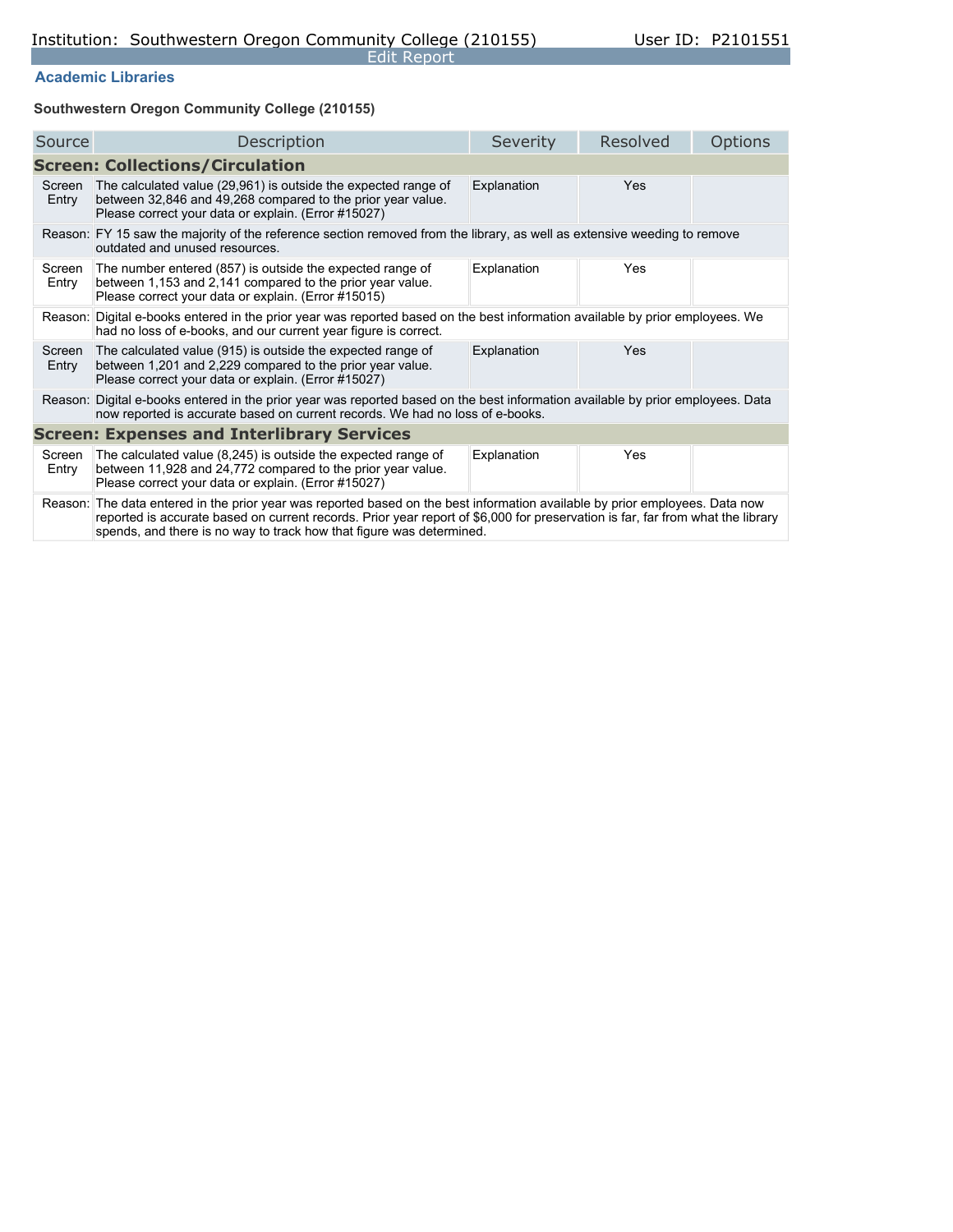Institution: Southwestern Oregon Community College (210155) User ID: P2101551

Edit Report

## Academic Libraries

**Southwestern Oregon Community College (210155)**

| Source | Description | Severity | Resolved | Options |
|---|---|---|---|---|
| **Screen: Collections/Circulation** | | | | |
| Screen Entry | The calculated value (29,961) is outside the expected range of between 32,846 and 49,268 compared to the prior year value. Please correct your data or explain. (Error #15027) | Explanation | Yes | |
| Reason: | FY 15 saw the majority of the reference section removed from the library, as well as extensive weeding to remove outdated and unused resources. | | | |
| Screen Entry | The number entered (857) is outside the expected range of between 1,153 and 2,141 compared to the prior year value. Please correct your data or explain. (Error #15015) | Explanation | Yes | |
| Reason: | Digital e-books entered in the prior year was reported based on the best information available by prior employees. We had no loss of e-books, and our current year figure is correct. | | | |
| Screen Entry | The calculated value (915) is outside the expected range of between 1,201 and 2,229 compared to the prior year value. Please correct your data or explain. (Error #15027) | Explanation | Yes | |
| Reason: | Digital e-books entered in the prior year was reported based on the best information available by prior employees. Data now reported is accurate based on current records. We had no loss of e-books. | | | |
| **Screen: Expenses and Interlibrary Services** | | | | |
| Screen Entry | The calculated value (8,245) is outside the expected range of between 11,928 and 24,772 compared to the prior year value. Please correct your data or explain. (Error #15027) | Explanation | Yes | |
| Reason: | The data entered in the prior year was reported based on the best information available by prior employees. Data now reported is accurate based on current records. Prior year report of $6,000 for preservation is far, far from what the library spends, and there is no way to track how that figure was determined. | | | |